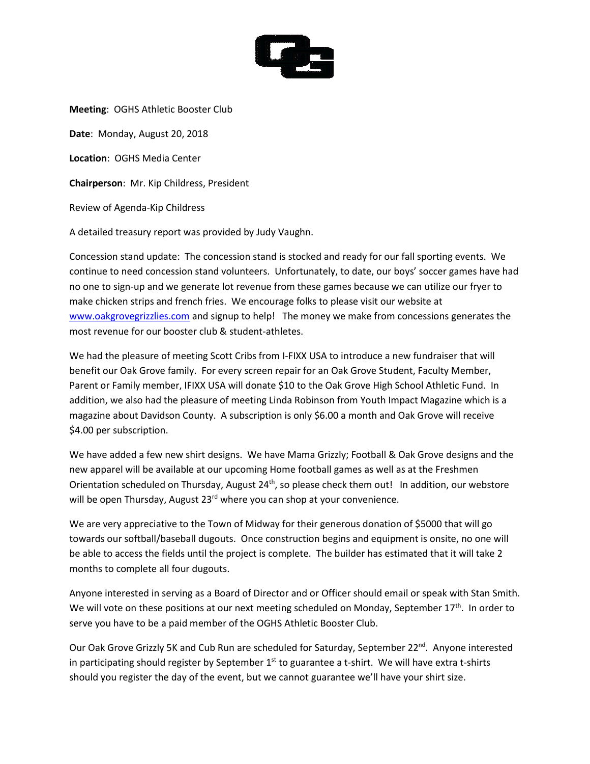**Meeting**: OGHS Athletic Booster Club

**Date**: Monday, August 20, 2018

**Location**: OGHS Media Center

**Chairperson**: Mr. Kip Childress, President

Review of Agenda-Kip Childress

A detailed treasury report was provided by Judy Vaughn.

Concession stand update: The concession stand is stocked and ready for our fall sporting events. We continue to need concession stand volunteers. Unfortunately, to date, our boys' soccer games have had no one to sign-up and we generate lot revenue from these games because we can utilize our fryer to make chicken strips and french fries. We encourage folks to please visit our website at www.oakgrovegrizzlies.com and signup to help! The money we make from concessions generates the most revenue for our booster club & student-athletes.

We had the pleasure of meeting Scott Cribs from I-FIXX USA to introduce a new fundraiser that will benefit our Oak Grove family. For every screen repair for an Oak Grove Student, Faculty Member, Parent or Family member, IFIXX USA will donate $10 to the Oak Grove High School Athletic Fund. In addition, we also had the pleasure of meeting Linda Robinson from Youth Impact Magazine which is a magazine about Davidson County. A subscription is only $6.00 a month and Oak Grove will receive $4.00 per subscription.

We have added a few new shirt designs. We have Mama Grizzly; Football & Oak Grove designs and the new apparel will be available at our upcoming Home football games as well as at the Freshmen Orientation scheduled on Thursday, August 24th, so please check them out! In addition, our webstore will be open Thursday, August 23rd where you can shop at your convenience.

We are very appreciative to the Town of Midway for their generous donation of $5000 that will go towards our softball/baseball dugouts. Once construction begins and equipment is onsite, no one will be able to access the fields until the project is complete. The builder has estimated that it will take 2 months to complete all four dugouts.

Anyone interested in serving as a Board of Director and or Officer should email or speak with Stan Smith. We will vote on these positions at our next meeting scheduled on Monday, September 17th. In order to serve you have to be a paid member of the OGHS Athletic Booster Club.

Our Oak Grove Grizzly 5K and Cub Run are scheduled for Saturday, September 22nd. Anyone interested in participating should register by September 1st to guarantee a t-shirt. We will have extra t-shirts should you register the day of the event, but we cannot guarantee we'll have your shirt size.